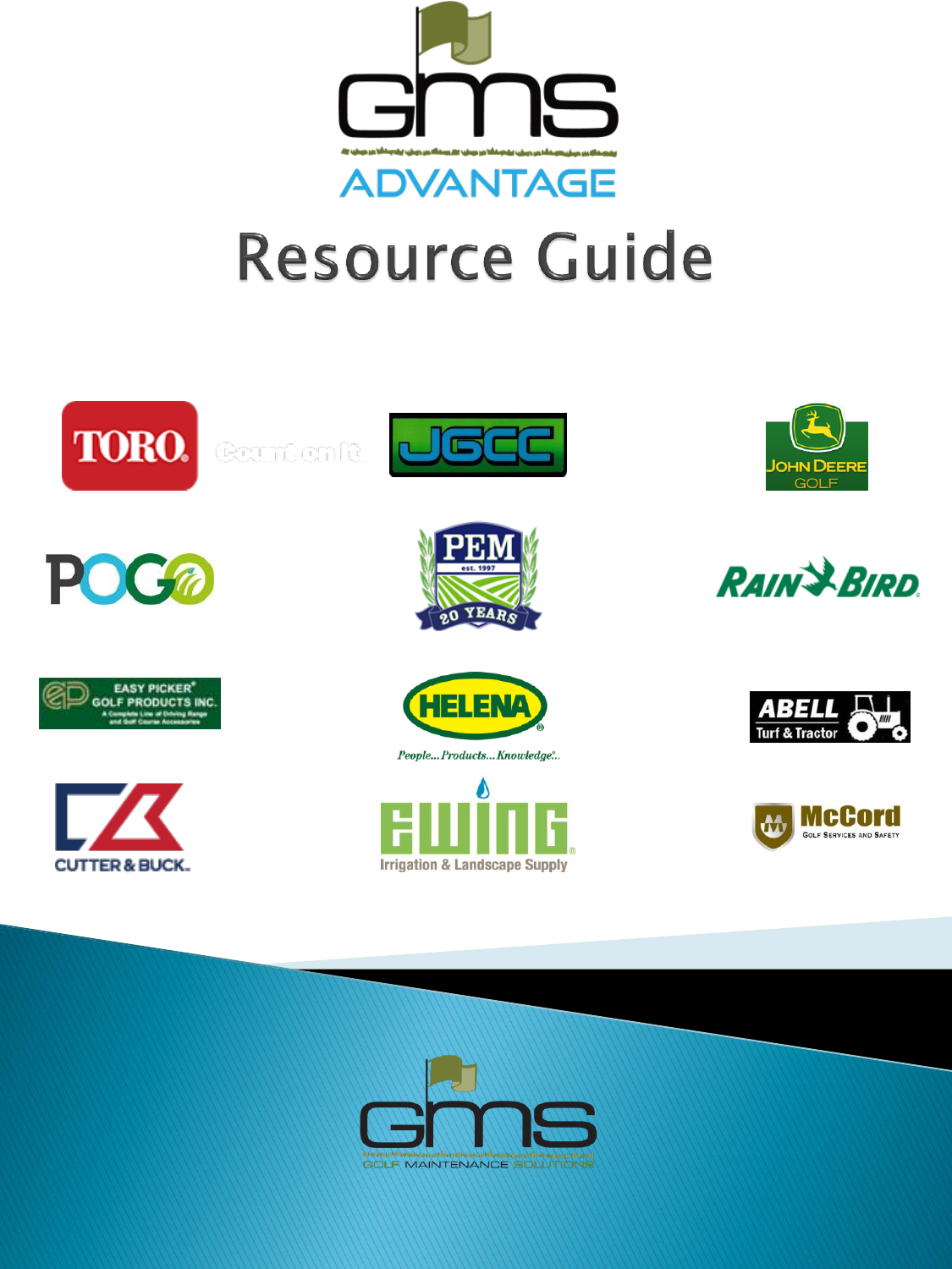# GMS ADVANTAGE

# Resource Guide

TORO Count on It

JGCC

JOHN DEERE GOLF

POGO

PEM est. 1997 20 YEARS

RAIN BIRD

EASY PICKER GOLF PRODUCTS INC. A Complete Line of Driving Range and Golf Course Accessories

HELENA People...Products...Knowledge...

ABELL Turf & Tractor

CUTTER & BUCK

EWING Irrigation & Landscape Supply

McCord Golf Services and Safety

GMS GOLF MAINTENANCE SOLUTIONS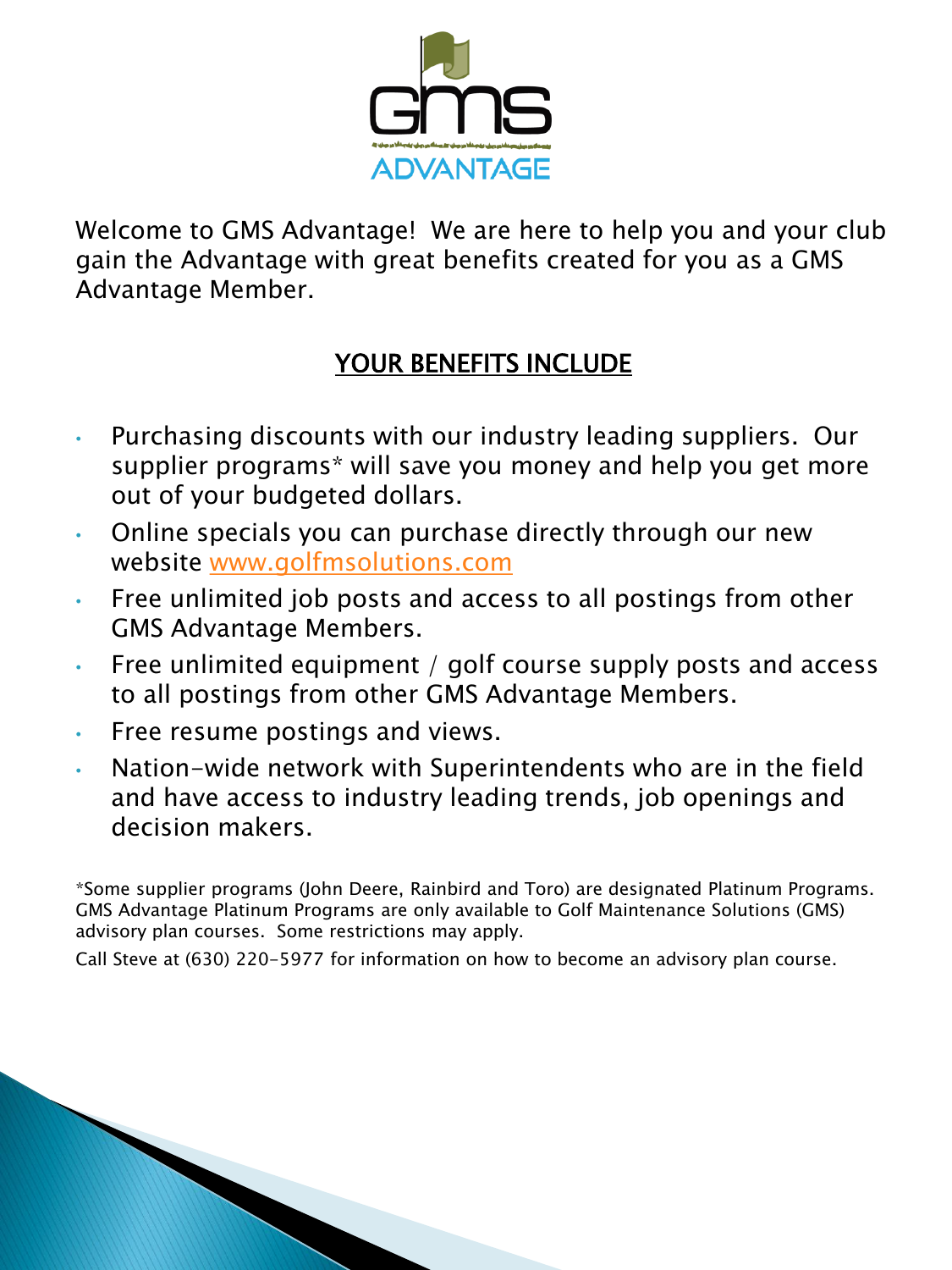Welcome to GMS Advantage! We are here to help you and your club gain the Advantage with great benefits created for you as a GMS Advantage Member.

## YOUR BENEFITS INCLUDE

- Purchasing discounts with our industry leading suppliers. Our supplier programs* will save you money and help you get more out of your budgeted dollars.
- Online specials you can purchase directly through our new website [www.golfmsolutions.com](http://www.golfmsolutions.com)
- Free unlimited job posts and access to all postings from other GMS Advantage Members.
- Free unlimited equipment / golf course supply posts and access to all postings from other GMS Advantage Members.
- Free resume postings and views.
- Nation-wide network with Superintendents who are in the field and have access to industry leading trends, job openings and decision makers.

*Some supplier programs (John Deere, Rainbird and Toro) are designated Platinum Programs. GMS Advantage Platinum Programs are only available to Golf Maintenance Solutions (GMS) advisory plan courses. Some restrictions may apply.

Call Steve at (630) 220-5977 for information on how to become an advisory plan course.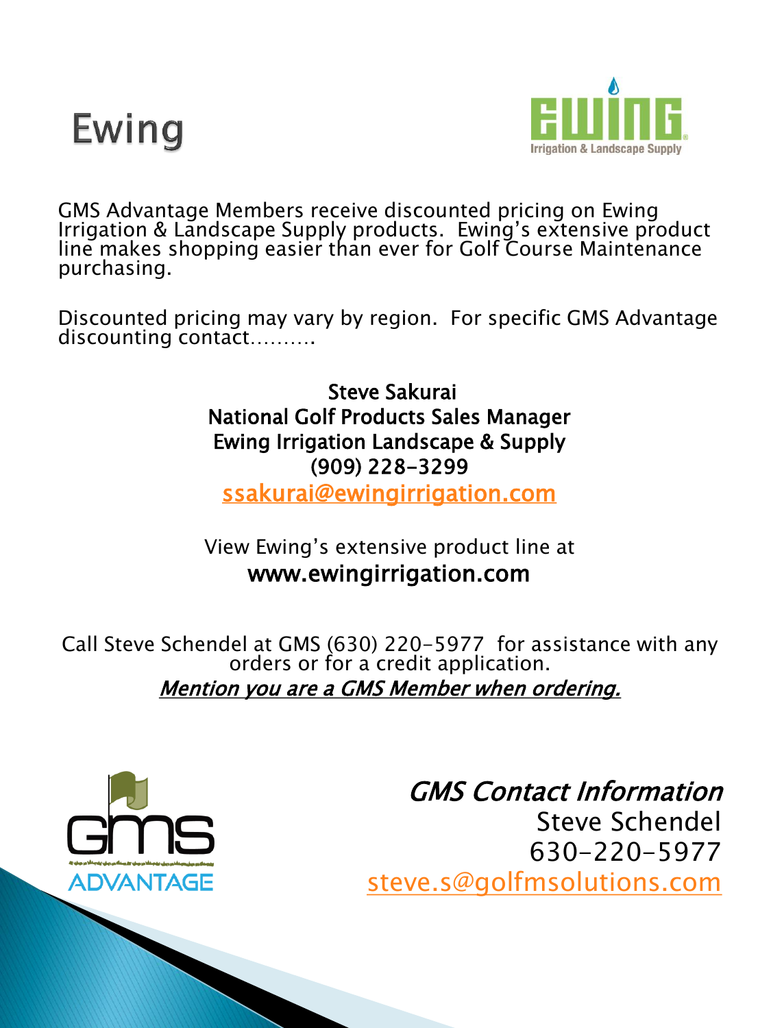# Ewing

GMS Advantage Members receive discounted pricing on Ewing Irrigation & Landscape Supply products. Ewing's extensive product line makes shopping easier than ever for Golf Course Maintenance purchasing.

Discounted pricing may vary by region. For specific GMS Advantage discounting contact……….

**Steve Sakurai**
**National Golf Products Sales Manager**
**Ewing Irrigation Landscape & Supply**
**(909) 228-3299**
ssakurai@ewingirrigation.com

View Ewing's extensive product line at
**www.ewingirrigation.com**

Call Steve Schendel at GMS (630) 220-5977 for assistance with any orders or for a credit application.
***Mention you are a GMS Member when ordering.***

*GMS Contact Information*
Steve Schendel
630-220-5977
steve.s@golfmsolutions.com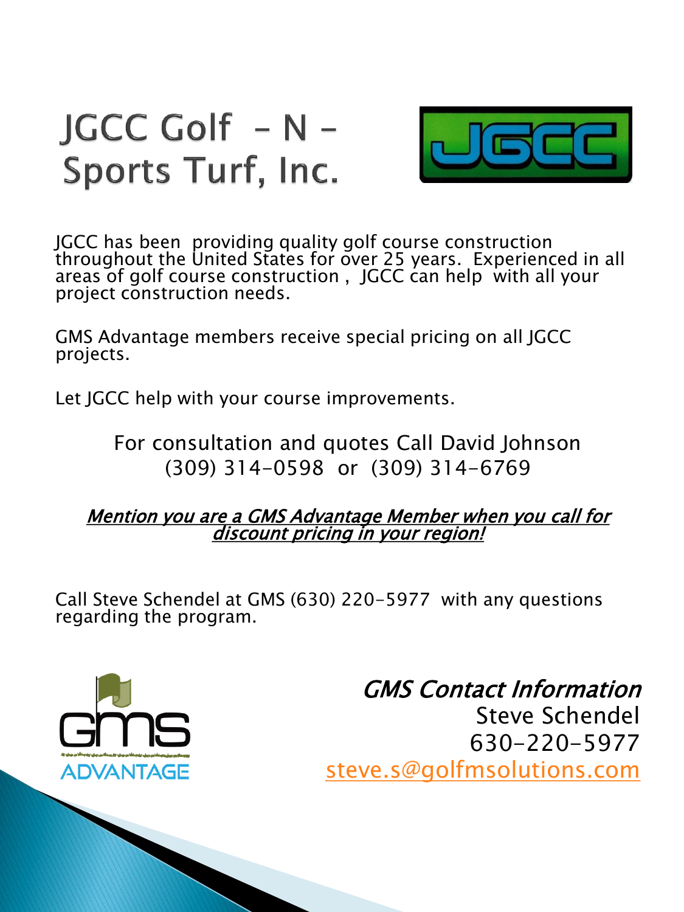# JGCC Golf – N – Sports Turf, Inc.

JGCC has been providing quality golf course construction throughout the United States for over 25 years. Experienced in all areas of golf course construction , JGCC can help with all your project construction needs.

GMS Advantage members receive special pricing on all JGCC projects.

Let JGCC help with your course improvements.

For consultation and quotes Call David Johnson
(309) 314-0598 or (309) 314-6769

***Mention you are a GMS Advantage Member when you call for discount pricing in your region!***

Call Steve Schendel at GMS (630) 220-5977 with any questions regarding the program.

*GMS Contact Information*
Steve Schendel
630-220-5977
steve.s@golfmsolutions.com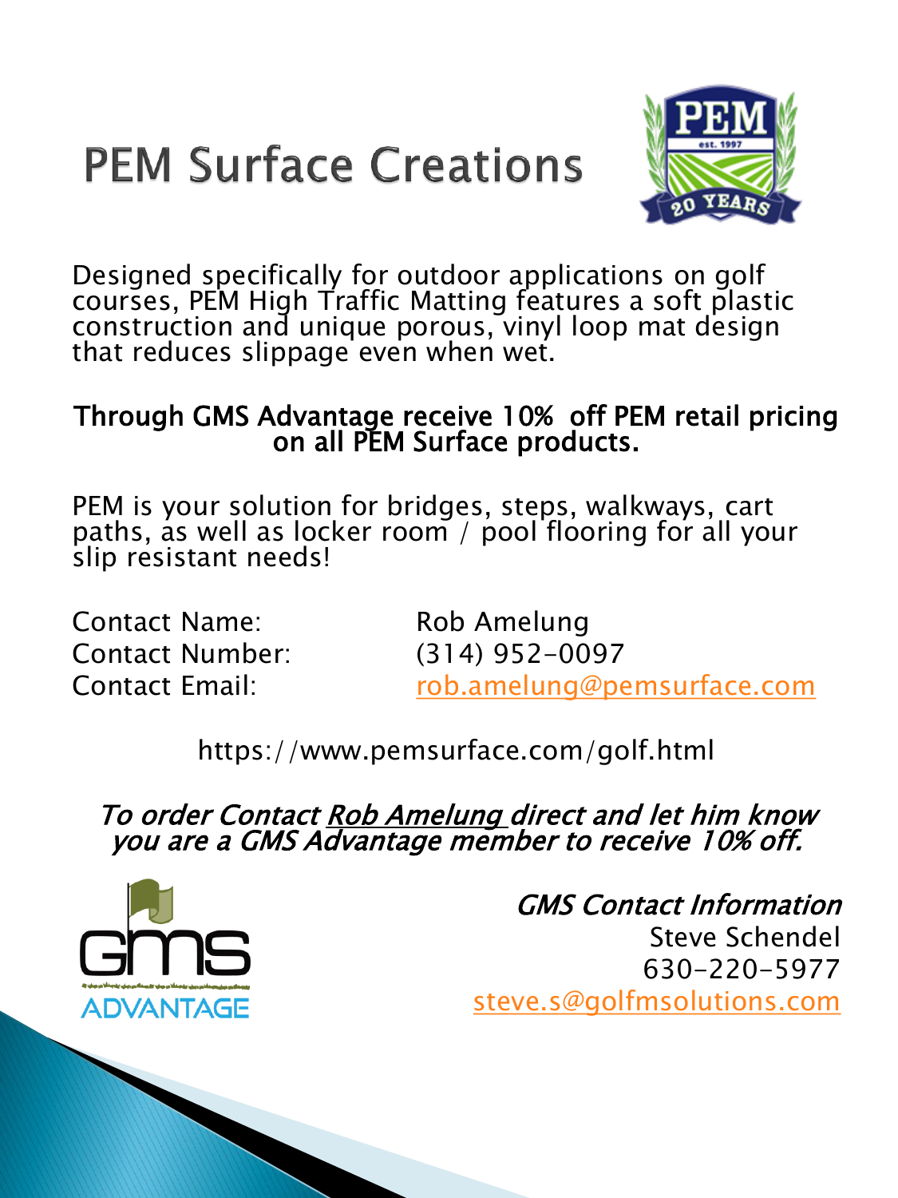# PEM Surface Creations

Designed specifically for outdoor applications on golf courses, PEM High Traffic Matting features a soft plastic construction and unique porous, vinyl loop mat design that reduces slippage even when wet.

**Through GMS Advantage receive 10% off PEM retail pricing on all PEM Surface products.**

PEM is your solution for bridges, steps, walkways, cart paths, as well as locker room / pool flooring for all your slip resistant needs!

Contact Name: Rob Amelung
Contact Number: (314) 952-0097
Contact Email: rob.amelung@pemsurface.com

https://www.pemsurface.com/golf.html

*To order Contact Rob Amelung direct and let him know you are a GMS Advantage member to receive 10% off.*

*GMS Contact Information*
Steve Schendel
630-220-5977
steve.s@golfmsolutions.com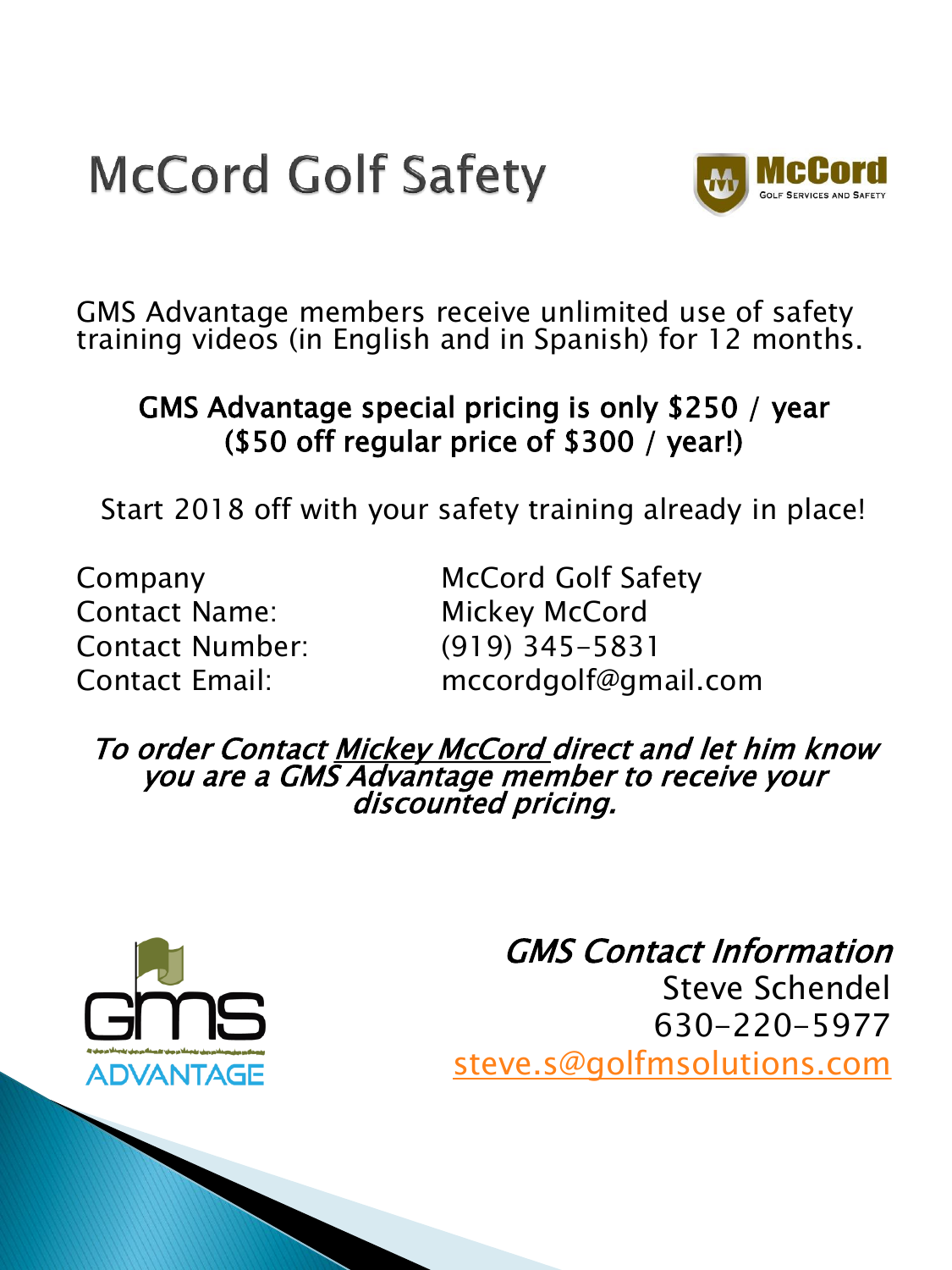# McCord Golf Safety

GMS Advantage members receive unlimited use of safety training videos (in English and in Spanish) for 12 months.

**GMS Advantage special pricing is only $250 / year ($50 off regular price of $300 / year!)**

Start 2018 off with your safety training already in place!

| | |
|---|---|
| Company | McCord Golf Safety |
| Contact Name: | Mickey McCord |
| Contact Number: | (919) 345-5831 |
| Contact Email: | mccordgolf@gmail.com |

***To order Contact Mickey McCord direct and let him know you are a GMS Advantage member to receive your discounted pricing.***

*GMS Contact Information*
Steve Schendel
630-220-5977
steve.s@golfmsolutions.com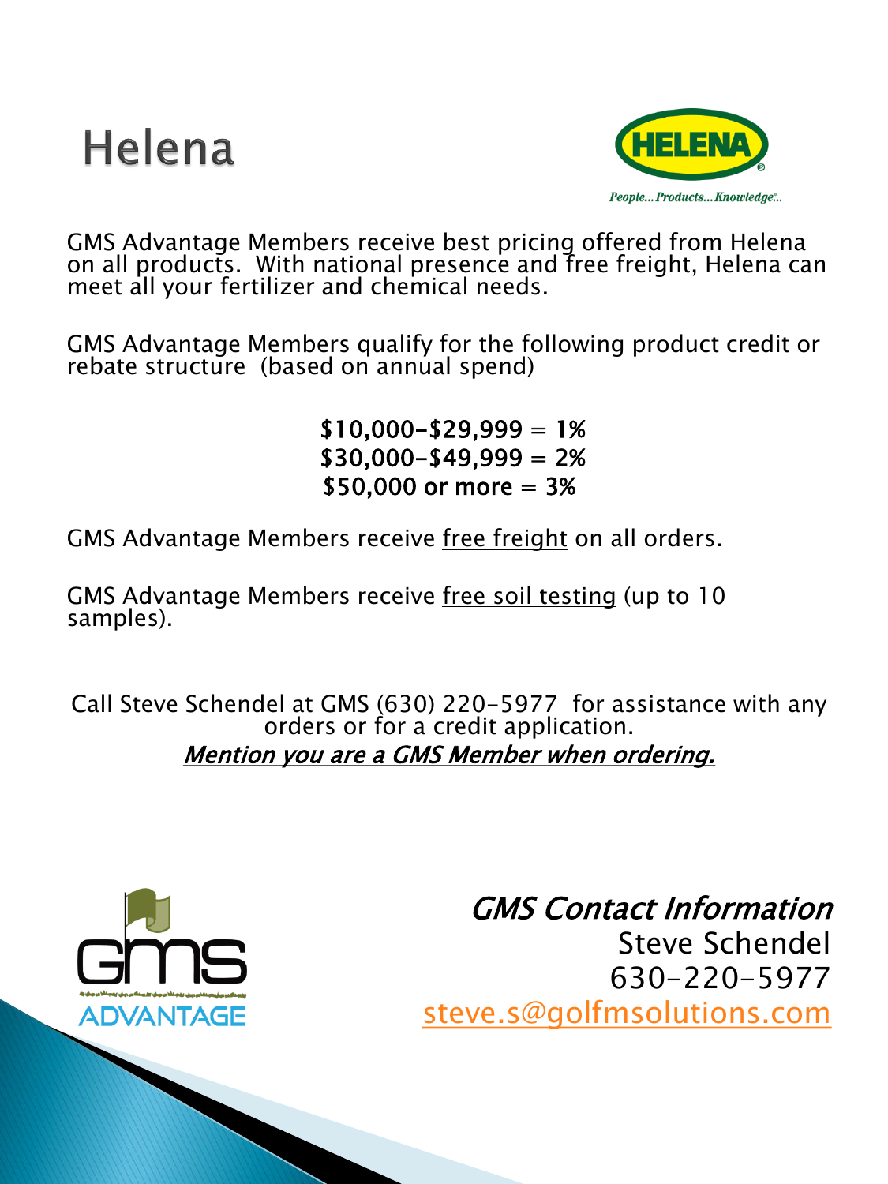# Helena

GMS Advantage Members receive best pricing offered from Helena on all products. With national presence and free freight, Helena can meet all your fertilizer and chemical needs.

GMS Advantage Members qualify for the following product credit or rebate structure (based on annual spend)

**$10,000-$29,999 = 1%**
**$30,000-$49,999 = 2%**
**$50,000 or more = 3%**

GMS Advantage Members receive <u>free freight</u> on all orders.

GMS Advantage Members receive <u>free soil testing</u> (up to 10 samples).

Call Steve Schendel at GMS (630) 220-5977 for assistance with any orders or for a credit application.

***<u>Mention you are a GMS Member when ordering.</u>***

*GMS Contact Information*
Steve Schendel
630-220-5977
steve.s@golfmsolutions.com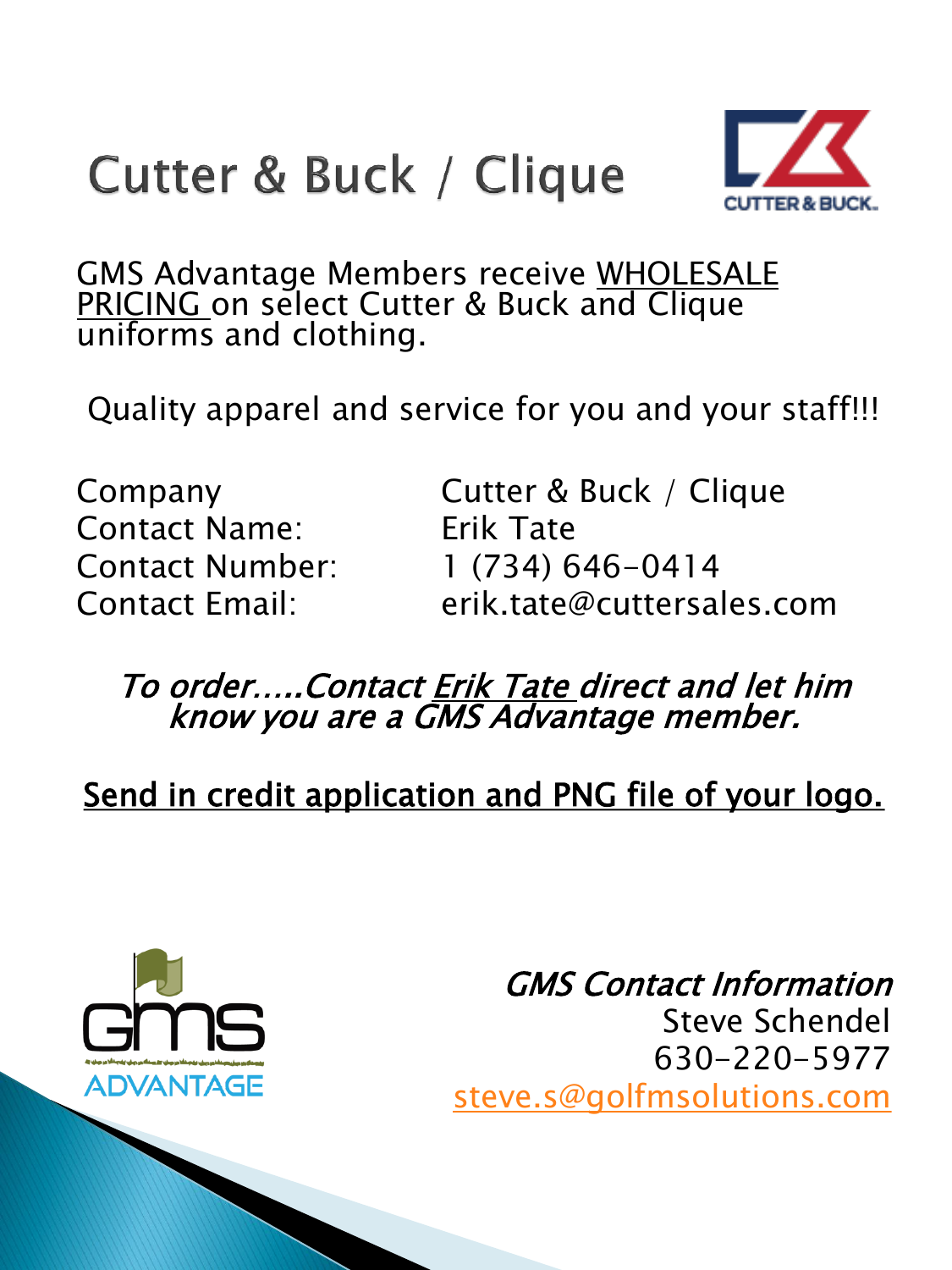# Cutter & Buck / Clique

GMS Advantage Members receive WHOLESALE PRICING on select Cutter & Buck and Clique uniforms and clothing.

Quality apparel and service for you and your staff!!!

| | |
|---|---|
| Company | Cutter & Buck / Clique |
| Contact Name: | Erik Tate |
| Contact Number: | 1 (734) 646-0414 |
| Contact Email: | erik.tate@cuttersales.com |

*To order.....Contact Erik Tate direct and let him know you are a GMS Advantage member.*

Send in credit application and PNG file of your logo.

*GMS Contact Information*
Steve Schendel
630-220-5977
steve.s@golfmsolutions.com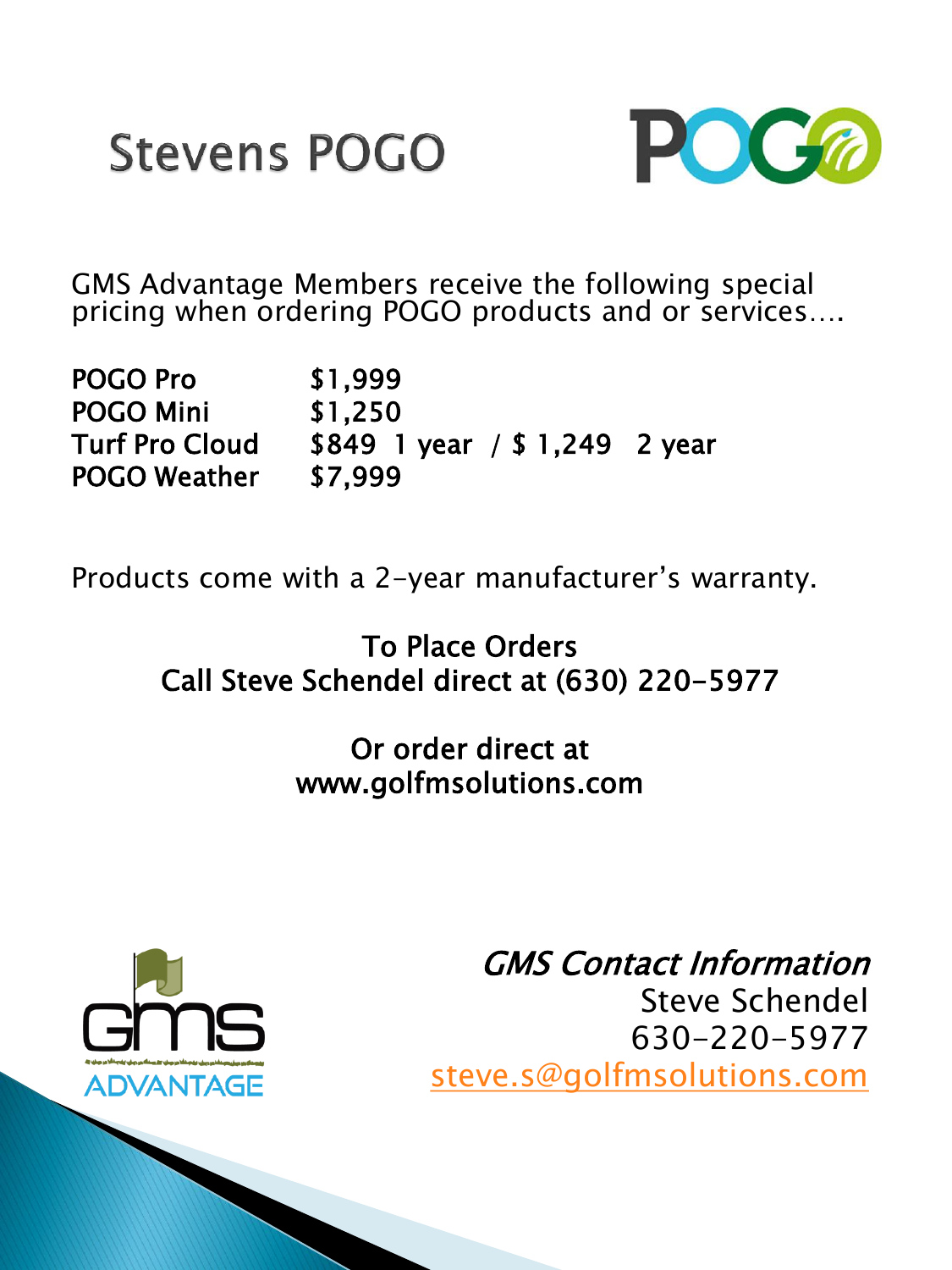# Stevens POGO

GMS Advantage Members receive the following special pricing when ordering POGO products and or services….

| | |
|---|---|
| **POGO Pro** | **$1,999** |
| **POGO Mini** | **$1,250** |
| **Turf Pro Cloud** | **$849 1 year / $ 1,249 2 year** |
| **POGO Weather** | **$7,999** |

Products come with a 2-year manufacturer's warranty.

**To Place Orders**
**Call Steve Schendel direct at (630) 220-5977**

**Or order direct at**
**www.golfmsolutions.com**

*GMS Contact Information*
Steve Schendel
630-220-5977
steve.s@golfmsolutions.com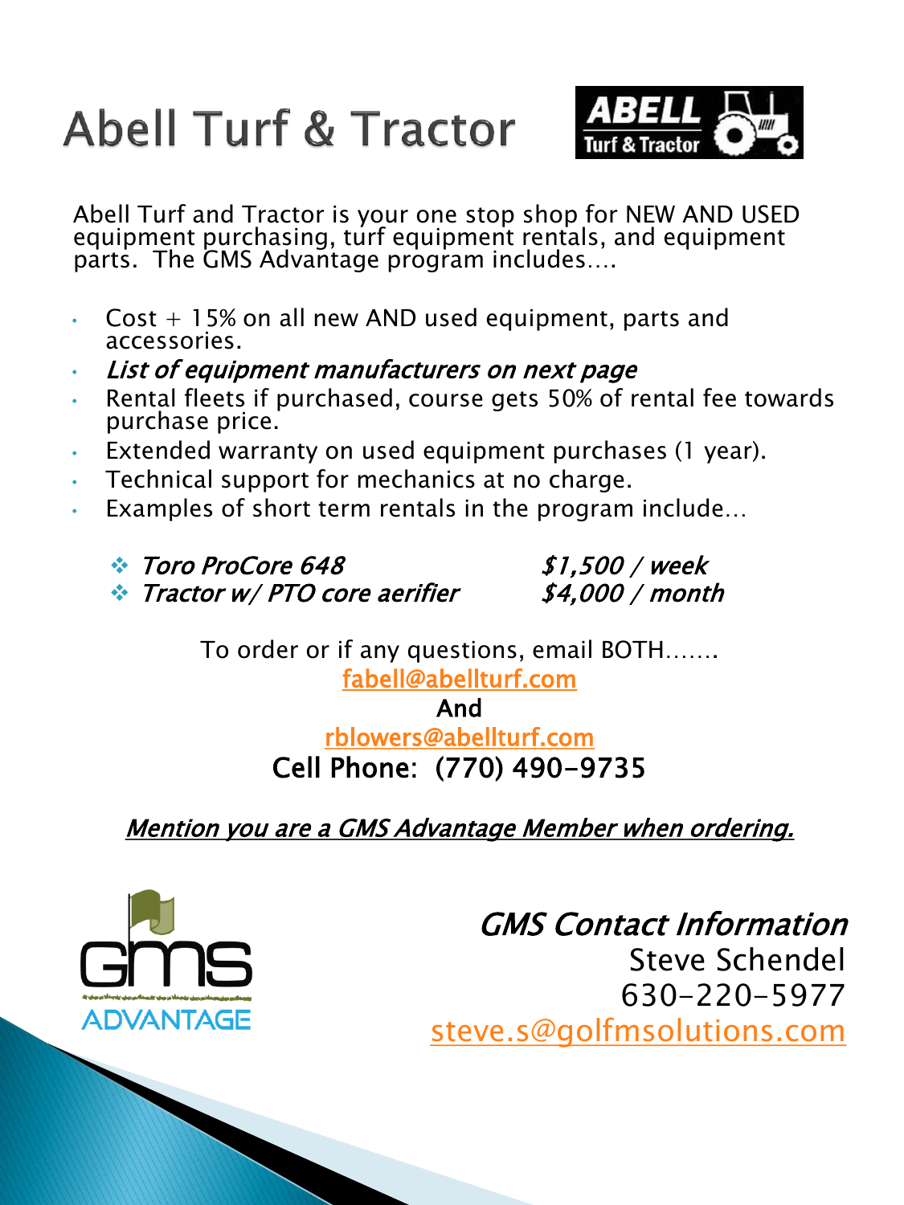# Abell Turf & Tractor

Abell Turf and Tractor is your one stop shop for NEW AND USED equipment purchasing, turf equipment rentals, and equipment parts. The GMS Advantage program includes….

- Cost + 15% on all new AND used equipment, parts and accessories.
- *List of equipment manufacturers on next page*
- Rental fleets if purchased, course gets 50% of rental fee towards purchase price.
- Extended warranty on used equipment purchases (1 year).
- Technical support for mechanics at no charge.
- Examples of short term rentals in the program include…
  - *Toro ProCore 648* — *$1,500 / week*
  - *Tractor w/ PTO core aerifier* — *$4,000 / month*

To order or if any questions, email BOTH…….

fabell@abellturf.com

And

rblowers@abellturf.com

Cell Phone: (770) 490-9735

*Mention you are a GMS Advantage Member when ordering.*

*GMS Contact Information*

Steve Schendel

630-220-5977

steve.s@golfmsolutions.com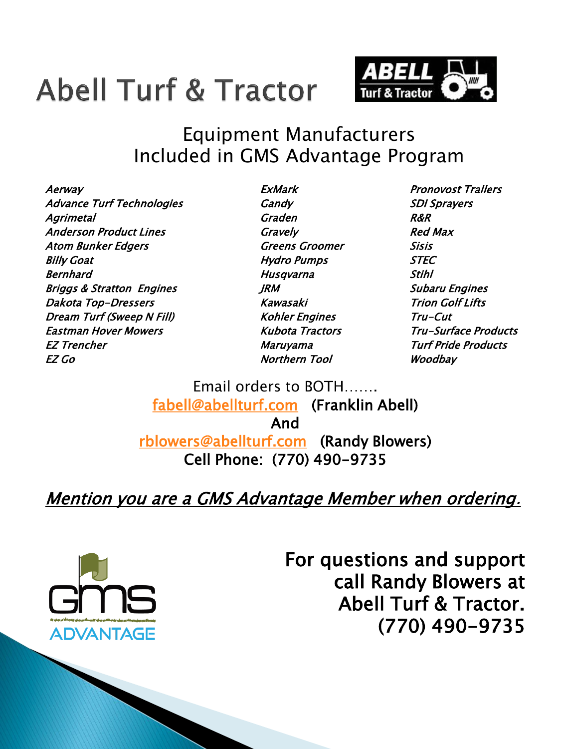# Abell Turf & Tractor

## Equipment Manufacturers Included in GMS Advantage Program

- *Aerway*
- *Advance Turf Technologies*
- *Agrimetal*
- *Anderson Product Lines*
- *Atom Bunker Edgers*
- *Billy Goat*
- *Bernhard*
- *Briggs & Stratton Engines*
- *Dakota Top-Dressers*
- *Dream Turf (Sweep N Fill)*
- *Eastman Hover Mowers*
- *EZ Trencher*
- *EZ Go*
- *ExMark*
- *Gandy*
- *Graden*
- *Gravely*
- *Greens Groomer*
- *Hydro Pumps*
- *Husqvarna*
- *JRM*
- *Kawasaki*
- *Kohler Engines*
- *Kubota Tractors*
- *Maruyama*
- *Northern Tool*
- *Pronovost Trailers*
- *SDI Sprayers*
- *R&R*
- *Red Max*
- *Sisis*
- *STEC*
- *Stihl*
- *Subaru Engines*
- *Trion Golf Lifts*
- *Tru-Cut*
- *Tru-Surface Products*
- *Turf Pride Products*
- *Woodbay*

Email orders to BOTH…….

**fabell@abellturf.com (Franklin Abell)**

**And**

**rblowers@abellturf.com (Randy Blowers)**

**Cell Phone: (770) 490-9735**

*Mention you are a GMS Advantage Member when ordering.*

For questions and support call Randy Blowers at Abell Turf & Tractor. (770) 490-9735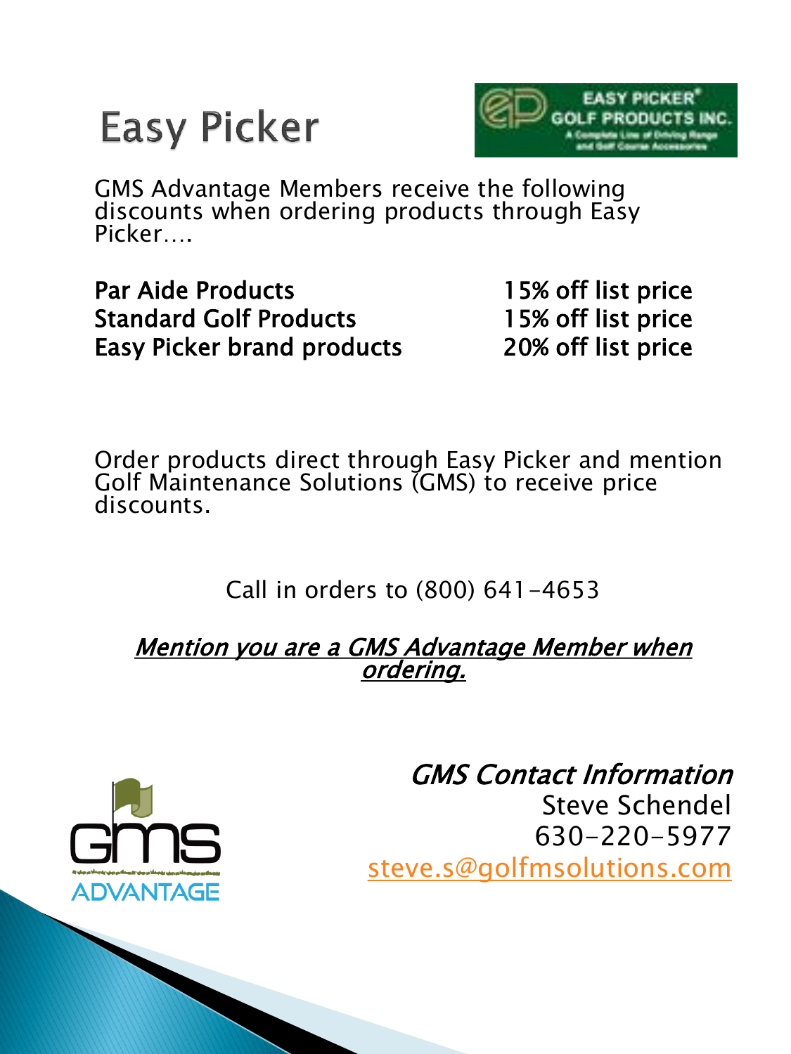# Easy Picker

GMS Advantage Members receive the following discounts when ordering products through Easy Picker….

| | |
|---|---|
| **Par Aide Products** | **15% off list price** |
| **Standard Golf Products** | **15% off list price** |
| **Easy Picker brand products** | **20% off list price** |

Order products direct through Easy Picker and mention Golf Maintenance Solutions (GMS) to receive price discounts.

Call in orders to (800) 641-4653

*Mention you are a GMS Advantage Member when ordering.*

*GMS Contact Information*
Steve Schendel
630-220-5977
steve.s@golfmsolutions.com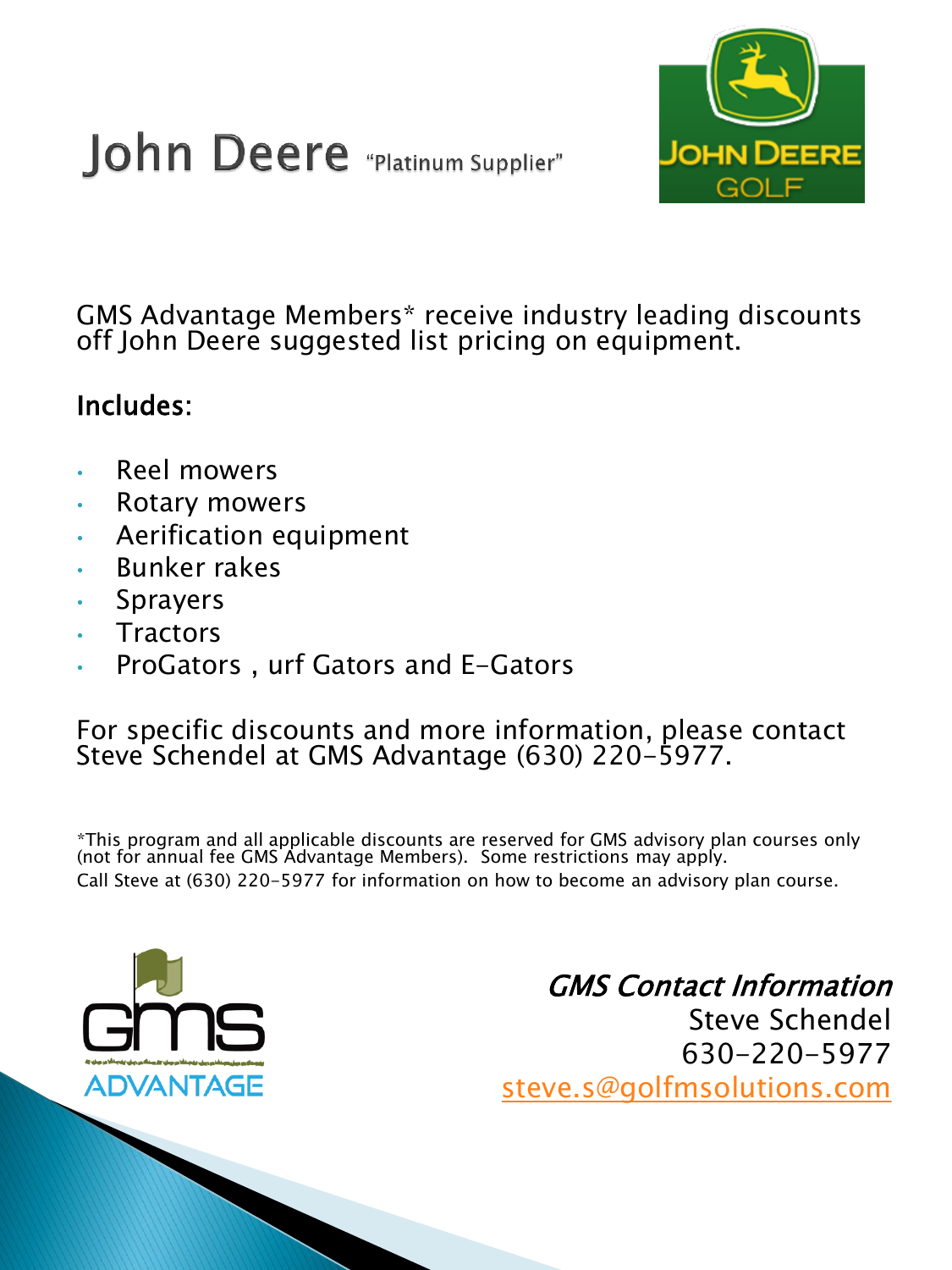# John Deere "Platinum Supplier"

GMS Advantage Members* receive industry leading discounts off John Deere suggested list pricing on equipment.

### Includes:

- Reel mowers
- Rotary mowers
- Aerification equipment
- Bunker rakes
- Sprayers
- Tractors
- ProGators , urf Gators and E-Gators

For specific discounts and more information, please contact Steve Schendel at GMS Advantage (630) 220-5977.

*This program and all applicable discounts are reserved for GMS advisory plan courses only (not for annual fee GMS Advantage Members). Some restrictions may apply.
Call Steve at (630) 220-5977 for information on how to become an advisory plan course.

*GMS Contact Information*
Steve Schendel
630-220-5977
steve.s@golfmsolutions.com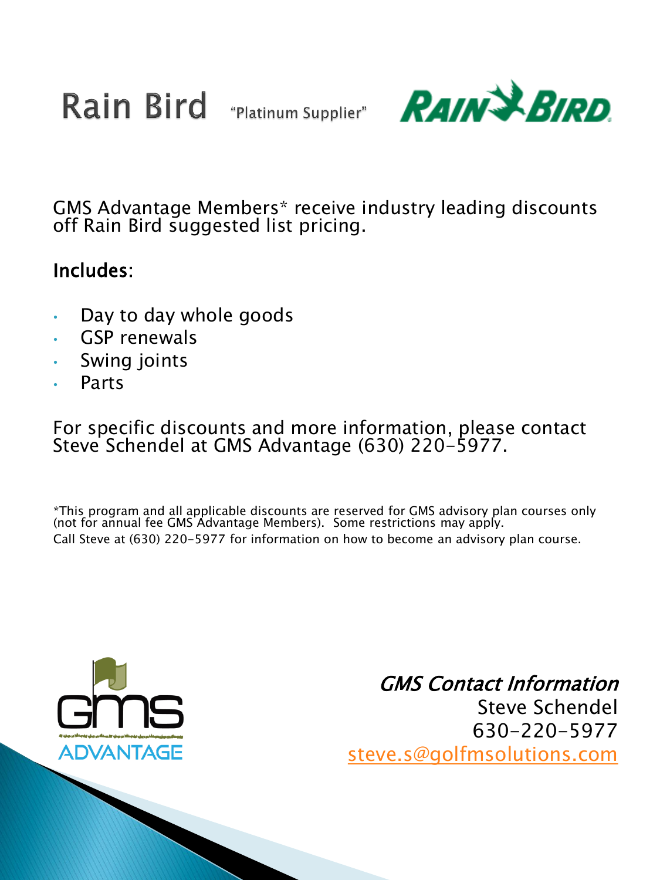# Rain Bird "Platinum Supplier"

GMS Advantage Members* receive industry leading discounts off Rain Bird suggested list pricing.

## Includes:

- Day to day whole goods
- GSP renewals
- Swing joints
- Parts

For specific discounts and more information, please contact Steve Schendel at GMS Advantage (630) 220-5977.

*This program and all applicable discounts are reserved for GMS advisory plan courses only (not for annual fee GMS Advantage Members). Some restrictions may apply.
Call Steve at (630) 220-5977 for information on how to become an advisory plan course.

*GMS Contact Information*
Steve Schendel
630-220-5977
steve.s@golfmsolutions.com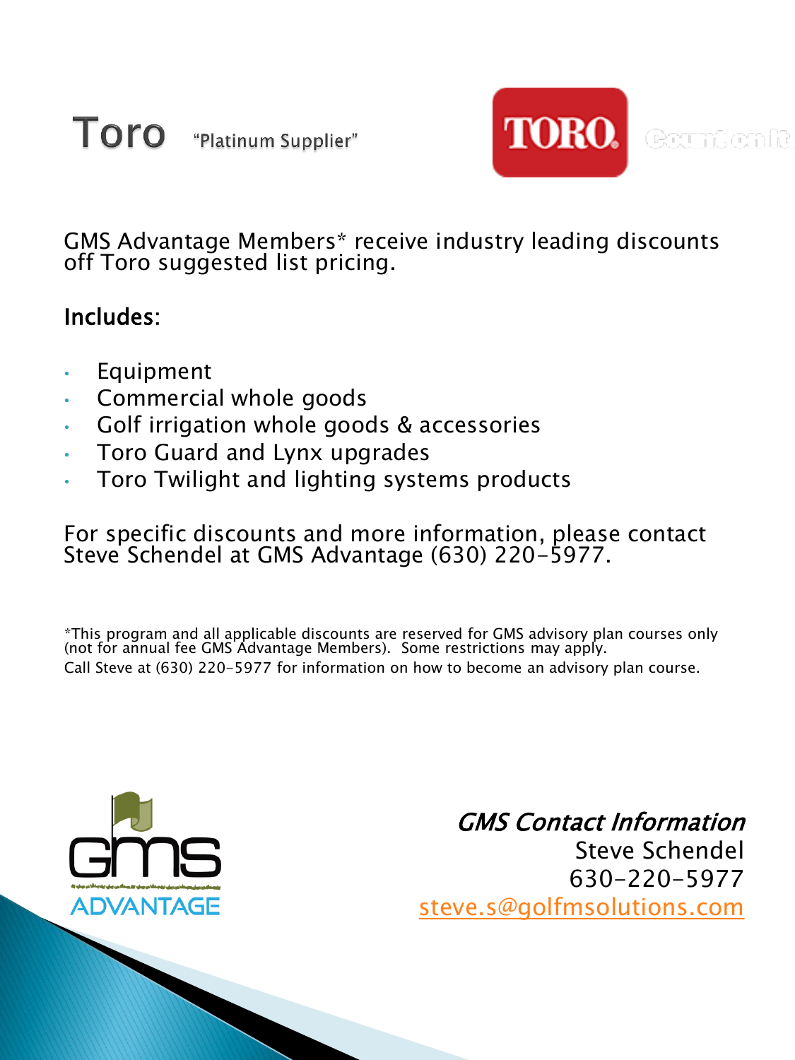# Toro "Platinum Supplier"

GMS Advantage Members* receive industry leading discounts off Toro suggested list pricing.

**Includes:**

- Equipment
- Commercial whole goods
- Golf irrigation whole goods & accessories
- Toro Guard and Lynx upgrades
- Toro Twilight and lighting systems products

For specific discounts and more information, please contact Steve Schendel at GMS Advantage (630) 220-5977.

*This program and all applicable discounts are reserved for GMS advisory plan courses only (not for annual fee GMS Advantage Members). Some restrictions may apply.
Call Steve at (630) 220-5977 for information on how to become an advisory plan course.

*GMS Contact Information*
Steve Schendel
630-220-5977
steve.s@golfmsolutions.com